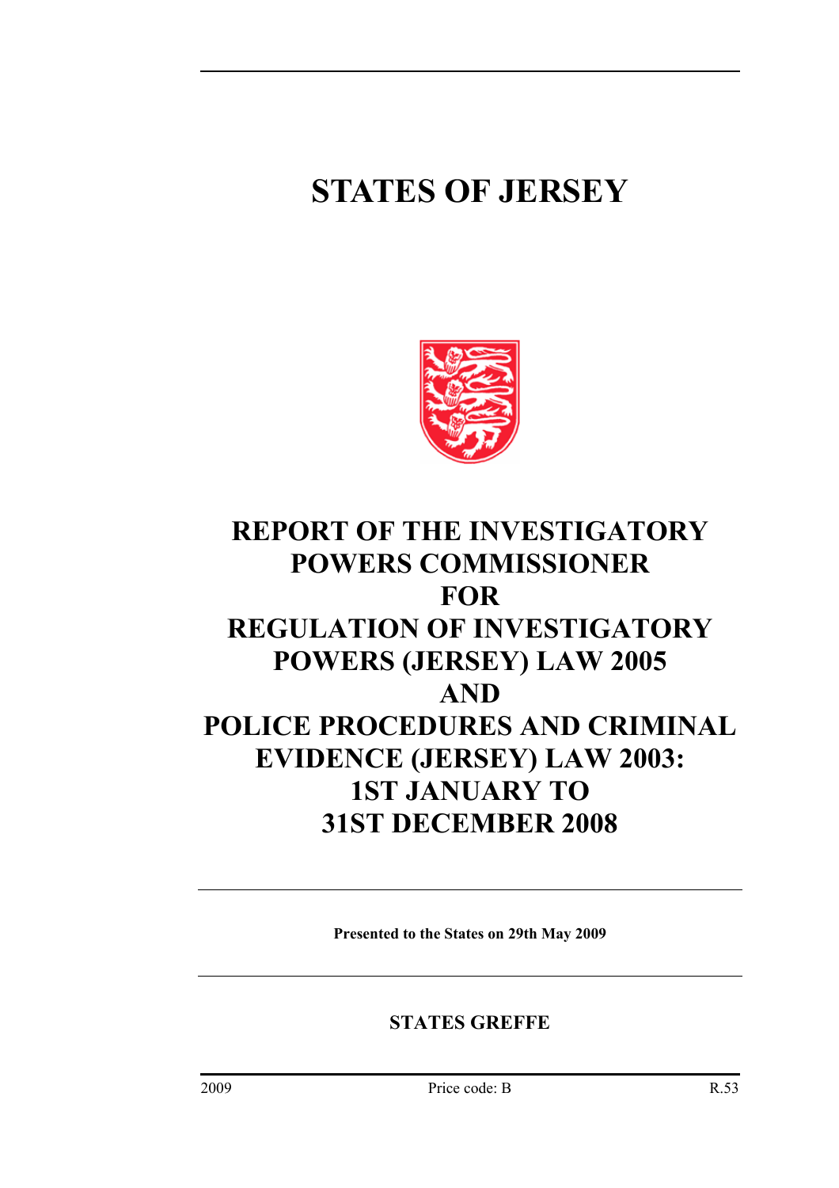# STATES OF JERSEY

# REPORT OF THE INVESTIGATORY POWERS COMMISSIONER FOR REGULATION OF INVESTIGATORY POWERS (JERSEY) LAW 2005 AND POLICE PROCEDURES AND CRIMINAL EVIDENCE (JERSEY) LAW 2003: 1ST JANUARY TO 31ST DECEMBER 2008

**Presented to the States on 29th May 2009**

**STATES GREFFE**

2009 Price code: B R.53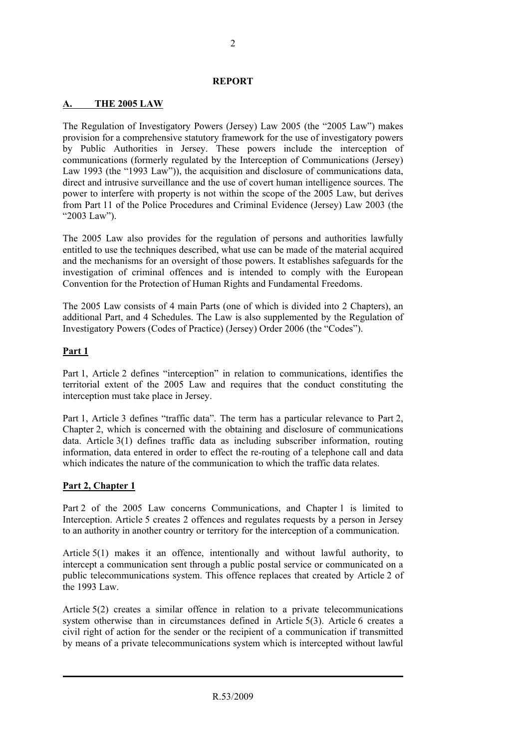# REPORT

## A. THE 2005 LAW

The Regulation of Investigatory Powers (Jersey) Law 2005 (the "2005 Law") makes provision for a comprehensive statutory framework for the use of investigatory powers by Public Authorities in Jersey. These powers include the interception of communications (formerly regulated by the Interception of Communications (Jersey) Law 1993 (the "1993 Law")), the acquisition and disclosure of communications data, direct and intrusive surveillance and the use of covert human intelligence sources. The power to interfere with property is not within the scope of the 2005 Law, but derives from Part 11 of the Police Procedures and Criminal Evidence (Jersey) Law 2003 (the "2003 Law").

The 2005 Law also provides for the regulation of persons and authorities lawfully entitled to use the techniques described, what use can be made of the material acquired and the mechanisms for an oversight of those powers. It establishes safeguards for the investigation of criminal offences and is intended to comply with the European Convention for the Protection of Human Rights and Fundamental Freedoms.

The 2005 Law consists of 4 main Parts (one of which is divided into 2 Chapters), an additional Part, and 4 Schedules. The Law is also supplemented by the Regulation of Investigatory Powers (Codes of Practice) (Jersey) Order 2006 (the "Codes").

### Part 1

Part 1, Article 2 defines "interception" in relation to communications, identifies the territorial extent of the 2005 Law and requires that the conduct constituting the interception must take place in Jersey.

Part 1, Article 3 defines "traffic data". The term has a particular relevance to Part 2, Chapter 2, which is concerned with the obtaining and disclosure of communications data. Article 3(1) defines traffic data as including subscriber information, routing information, data entered in order to effect the re-routing of a telephone call and data which indicates the nature of the communication to which the traffic data relates.

### Part 2, Chapter 1

Part 2 of the 2005 Law concerns Communications, and Chapter 1 is limited to Interception. Article 5 creates 2 offences and regulates requests by a person in Jersey to an authority in another country or territory for the interception of a communication.

Article 5(1) makes it an offence, intentionally and without lawful authority, to intercept a communication sent through a public postal service or communicated on a public telecommunications system. This offence replaces that created by Article 2 of the 1993 Law.

Article 5(2) creates a similar offence in relation to a private telecommunications system otherwise than in circumstances defined in Article 5(3). Article 6 creates a civil right of action for the sender or the recipient of a communication if transmitted by means of a private telecommunications system which is intercepted without lawful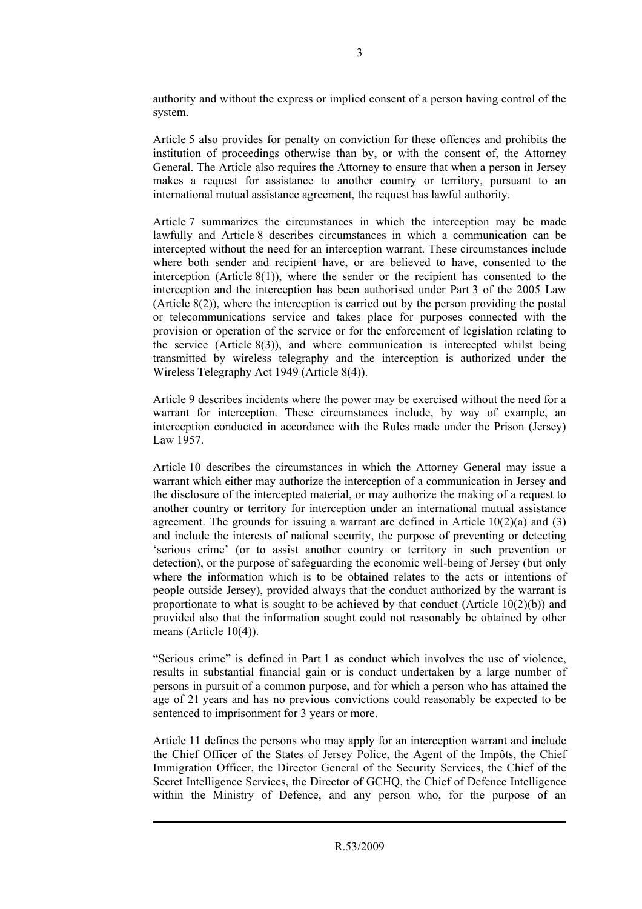authority and without the express or implied consent of a person having control of the system.

Article 5 also provides for penalty on conviction for these offences and prohibits the institution of proceedings otherwise than by, or with the consent of, the Attorney General. The Article also requires the Attorney to ensure that when a person in Jersey makes a request for assistance to another country or territory, pursuant to an international mutual assistance agreement, the request has lawful authority.

Article 7 summarizes the circumstances in which the interception may be made lawfully and Article 8 describes circumstances in which a communication can be intercepted without the need for an interception warrant. These circumstances include where both sender and recipient have, or are believed to have, consented to the interception (Article 8(1)), where the sender or the recipient has consented to the interception and the interception has been authorised under Part 3 of the 2005 Law (Article 8(2)), where the interception is carried out by the person providing the postal or telecommunications service and takes place for purposes connected with the provision or operation of the service or for the enforcement of legislation relating to the service (Article 8(3)), and where communication is intercepted whilst being transmitted by wireless telegraphy and the interception is authorized under the Wireless Telegraphy Act 1949 (Article 8(4)).

Article 9 describes incidents where the power may be exercised without the need for a warrant for interception. These circumstances include, by way of example, an interception conducted in accordance with the Rules made under the Prison (Jersey) Law 1957.

Article 10 describes the circumstances in which the Attorney General may issue a warrant which either may authorize the interception of a communication in Jersey and the disclosure of the intercepted material, or may authorize the making of a request to another country or territory for interception under an international mutual assistance agreement. The grounds for issuing a warrant are defined in Article 10(2)(a) and (3) and include the interests of national security, the purpose of preventing or detecting 'serious crime' (or to assist another country or territory in such prevention or detection), or the purpose of safeguarding the economic well-being of Jersey (but only where the information which is to be obtained relates to the acts or intentions of people outside Jersey), provided always that the conduct authorized by the warrant is proportionate to what is sought to be achieved by that conduct (Article 10(2)(b)) and provided also that the information sought could not reasonably be obtained by other means (Article 10(4)).

"Serious crime" is defined in Part 1 as conduct which involves the use of violence, results in substantial financial gain or is conduct undertaken by a large number of persons in pursuit of a common purpose, and for which a person who has attained the age of 21 years and has no previous convictions could reasonably be expected to be sentenced to imprisonment for 3 years or more.

Article 11 defines the persons who may apply for an interception warrant and include the Chief Officer of the States of Jersey Police, the Agent of the Impôts, the Chief Immigration Officer, the Director General of the Security Services, the Chief of the Secret Intelligence Services, the Director of GCHQ, the Chief of Defence Intelligence within the Ministry of Defence, and any person who, for the purpose of an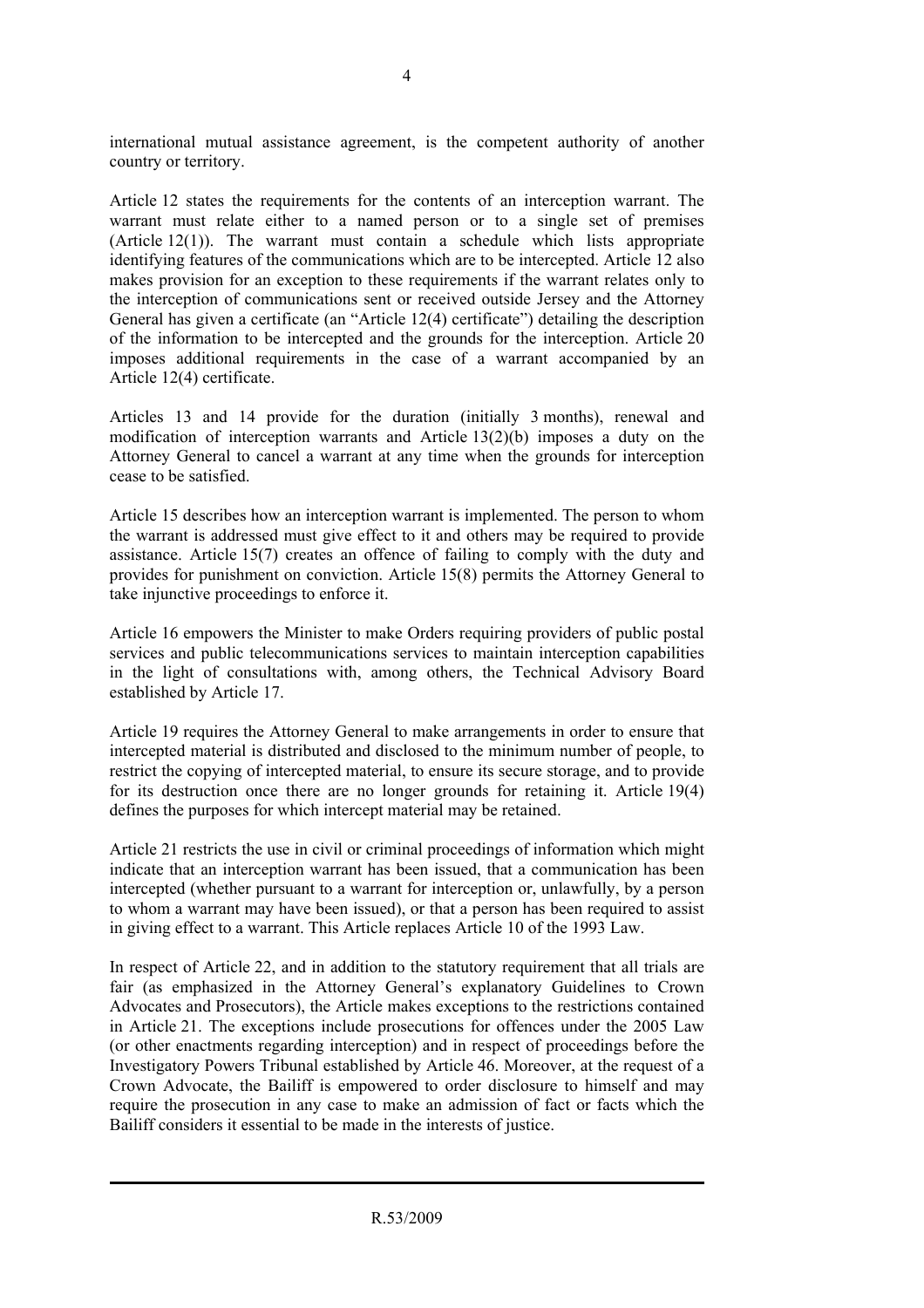international mutual assistance agreement, is the competent authority of another country or territory.

Article 12 states the requirements for the contents of an interception warrant. The warrant must relate either to a named person or to a single set of premises (Article 12(1)). The warrant must contain a schedule which lists appropriate identifying features of the communications which are to be intercepted. Article 12 also makes provision for an exception to these requirements if the warrant relates only to the interception of communications sent or received outside Jersey and the Attorney General has given a certificate (an "Article 12(4) certificate") detailing the description of the information to be intercepted and the grounds for the interception. Article 20 imposes additional requirements in the case of a warrant accompanied by an Article 12(4) certificate.

Articles 13 and 14 provide for the duration (initially 3 months), renewal and modification of interception warrants and Article 13(2)(b) imposes a duty on the Attorney General to cancel a warrant at any time when the grounds for interception cease to be satisfied.

Article 15 describes how an interception warrant is implemented. The person to whom the warrant is addressed must give effect to it and others may be required to provide assistance. Article 15(7) creates an offence of failing to comply with the duty and provides for punishment on conviction. Article 15(8) permits the Attorney General to take injunctive proceedings to enforce it.

Article 16 empowers the Minister to make Orders requiring providers of public postal services and public telecommunications services to maintain interception capabilities in the light of consultations with, among others, the Technical Advisory Board established by Article 17.

Article 19 requires the Attorney General to make arrangements in order to ensure that intercepted material is distributed and disclosed to the minimum number of people, to restrict the copying of intercepted material, to ensure its secure storage, and to provide for its destruction once there are no longer grounds for retaining it. Article 19(4) defines the purposes for which intercept material may be retained.

Article 21 restricts the use in civil or criminal proceedings of information which might indicate that an interception warrant has been issued, that a communication has been intercepted (whether pursuant to a warrant for interception or, unlawfully, by a person to whom a warrant may have been issued), or that a person has been required to assist in giving effect to a warrant. This Article replaces Article 10 of the 1993 Law.

In respect of Article 22, and in addition to the statutory requirement that all trials are fair (as emphasized in the Attorney General's explanatory Guidelines to Crown Advocates and Prosecutors), the Article makes exceptions to the restrictions contained in Article 21. The exceptions include prosecutions for offences under the 2005 Law (or other enactments regarding interception) and in respect of proceedings before the Investigatory Powers Tribunal established by Article 46. Moreover, at the request of a Crown Advocate, the Bailiff is empowered to order disclosure to himself and may require the prosecution in any case to make an admission of fact or facts which the Bailiff considers it essential to be made in the interests of justice.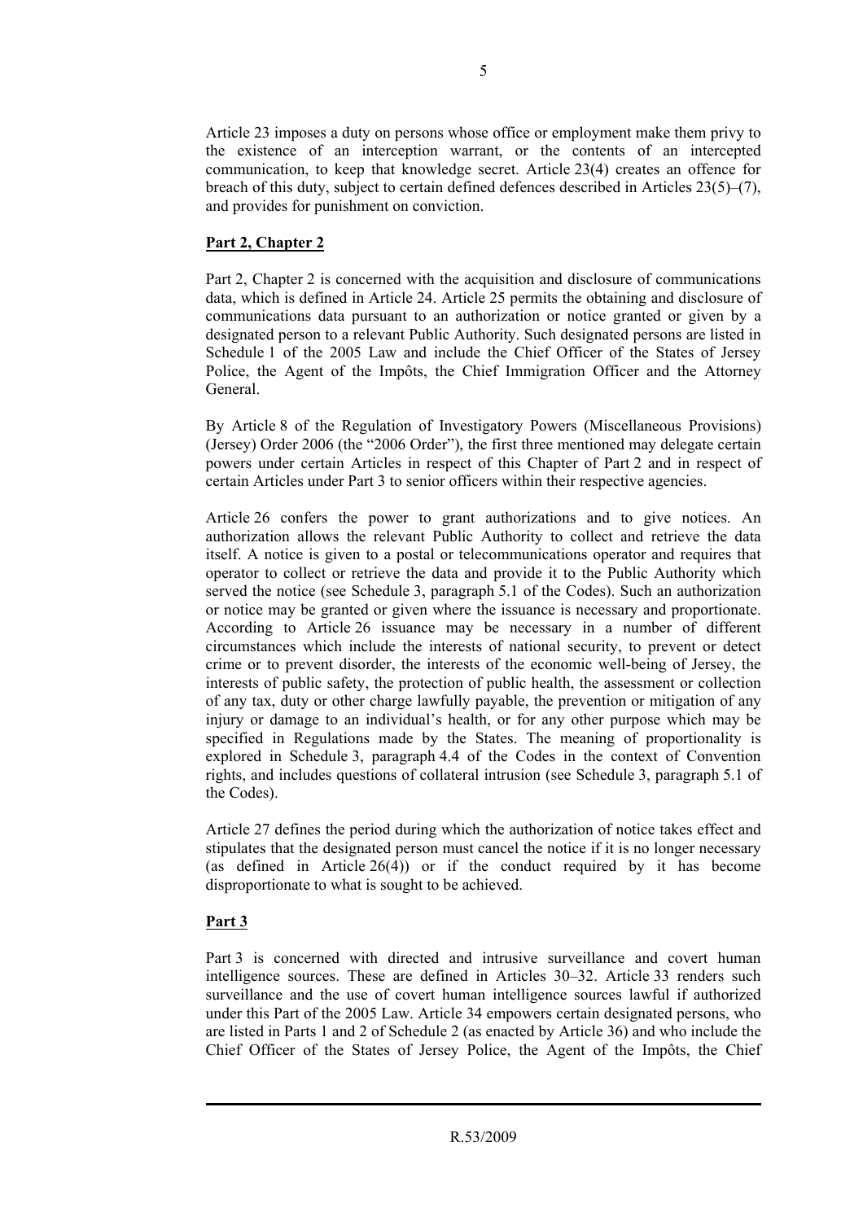Article 23 imposes a duty on persons whose office or employment make them privy to the existence of an interception warrant, or the contents of an intercepted communication, to keep that knowledge secret. Article 23(4) creates an offence for breach of this duty, subject to certain defined defences described in Articles 23(5)–(7), and provides for punishment on conviction.

**Part 2, Chapter 2**

Part 2, Chapter 2 is concerned with the acquisition and disclosure of communications data, which is defined in Article 24. Article 25 permits the obtaining and disclosure of communications data pursuant to an authorization or notice granted or given by a designated person to a relevant Public Authority. Such designated persons are listed in Schedule 1 of the 2005 Law and include the Chief Officer of the States of Jersey Police, the Agent of the Impôts, the Chief Immigration Officer and the Attorney General.

By Article 8 of the Regulation of Investigatory Powers (Miscellaneous Provisions) (Jersey) Order 2006 (the "2006 Order"), the first three mentioned may delegate certain powers under certain Articles in respect of this Chapter of Part 2 and in respect of certain Articles under Part 3 to senior officers within their respective agencies.

Article 26 confers the power to grant authorizations and to give notices. An authorization allows the relevant Public Authority to collect and retrieve the data itself. A notice is given to a postal or telecommunications operator and requires that operator to collect or retrieve the data and provide it to the Public Authority which served the notice (see Schedule 3, paragraph 5.1 of the Codes). Such an authorization or notice may be granted or given where the issuance is necessary and proportionate. According to Article 26 issuance may be necessary in a number of different circumstances which include the interests of national security, to prevent or detect crime or to prevent disorder, the interests of the economic well-being of Jersey, the interests of public safety, the protection of public health, the assessment or collection of any tax, duty or other charge lawfully payable, the prevention or mitigation of any injury or damage to an individual's health, or for any other purpose which may be specified in Regulations made by the States. The meaning of proportionality is explored in Schedule 3, paragraph 4.4 of the Codes in the context of Convention rights, and includes questions of collateral intrusion (see Schedule 3, paragraph 5.1 of the Codes).

Article 27 defines the period during which the authorization of notice takes effect and stipulates that the designated person must cancel the notice if it is no longer necessary (as defined in Article 26(4)) or if the conduct required by it has become disproportionate to what is sought to be achieved.

**Part 3**

Part 3 is concerned with directed and intrusive surveillance and covert human intelligence sources. These are defined in Articles 30–32. Article 33 renders such surveillance and the use of covert human intelligence sources lawful if authorized under this Part of the 2005 Law. Article 34 empowers certain designated persons, who are listed in Parts 1 and 2 of Schedule 2 (as enacted by Article 36) and who include the Chief Officer of the States of Jersey Police, the Agent of the Impôts, the Chief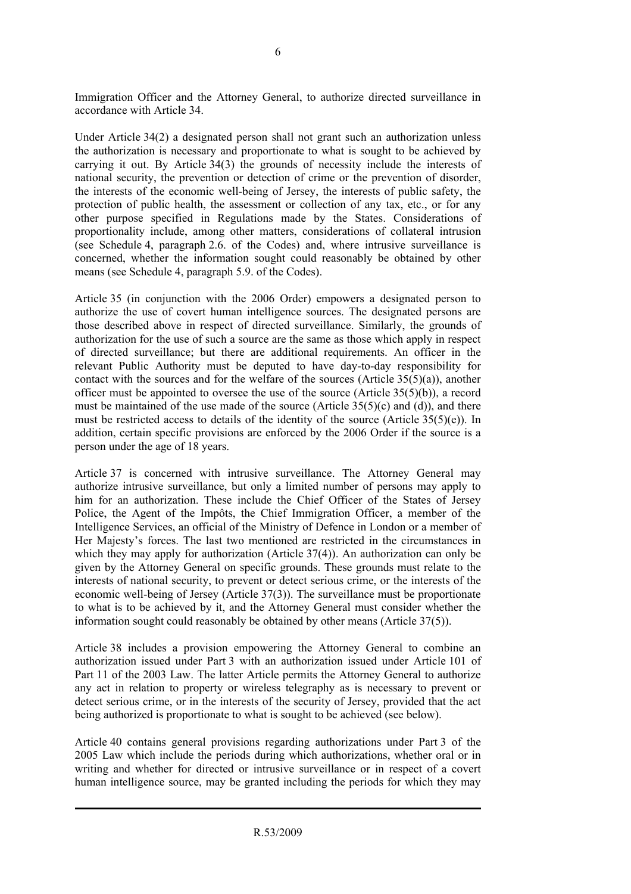Immigration Officer and the Attorney General, to authorize directed surveillance in accordance with Article 34.

Under Article 34(2) a designated person shall not grant such an authorization unless the authorization is necessary and proportionate to what is sought to be achieved by carrying it out. By Article 34(3) the grounds of necessity include the interests of national security, the prevention or detection of crime or the prevention of disorder, the interests of the economic well-being of Jersey, the interests of public safety, the protection of public health, the assessment or collection of any tax, etc., or for any other purpose specified in Regulations made by the States. Considerations of proportionality include, among other matters, considerations of collateral intrusion (see Schedule 4, paragraph 2.6. of the Codes) and, where intrusive surveillance is concerned, whether the information sought could reasonably be obtained by other means (see Schedule 4, paragraph 5.9. of the Codes).

Article 35 (in conjunction with the 2006 Order) empowers a designated person to authorize the use of covert human intelligence sources. The designated persons are those described above in respect of directed surveillance. Similarly, the grounds of authorization for the use of such a source are the same as those which apply in respect of directed surveillance; but there are additional requirements. An officer in the relevant Public Authority must be deputed to have day-to-day responsibility for contact with the sources and for the welfare of the sources (Article 35(5)(a)), another officer must be appointed to oversee the use of the source (Article 35(5)(b)), a record must be maintained of the use made of the source (Article 35(5)(c) and (d)), and there must be restricted access to details of the identity of the source (Article 35(5)(e)). In addition, certain specific provisions are enforced by the 2006 Order if the source is a person under the age of 18 years.

Article 37 is concerned with intrusive surveillance. The Attorney General may authorize intrusive surveillance, but only a limited number of persons may apply to him for an authorization. These include the Chief Officer of the States of Jersey Police, the Agent of the Impôts, the Chief Immigration Officer, a member of the Intelligence Services, an official of the Ministry of Defence in London or a member of Her Majesty's forces. The last two mentioned are restricted in the circumstances in which they may apply for authorization (Article 37(4)). An authorization can only be given by the Attorney General on specific grounds. These grounds must relate to the interests of national security, to prevent or detect serious crime, or the interests of the economic well-being of Jersey (Article 37(3)). The surveillance must be proportionate to what is to be achieved by it, and the Attorney General must consider whether the information sought could reasonably be obtained by other means (Article 37(5)).

Article 38 includes a provision empowering the Attorney General to combine an authorization issued under Part 3 with an authorization issued under Article 101 of Part 11 of the 2003 Law. The latter Article permits the Attorney General to authorize any act in relation to property or wireless telegraphy as is necessary to prevent or detect serious crime, or in the interests of the security of Jersey, provided that the act being authorized is proportionate to what is sought to be achieved (see below).

Article 40 contains general provisions regarding authorizations under Part 3 of the 2005 Law which include the periods during which authorizations, whether oral or in writing and whether for directed or intrusive surveillance or in respect of a covert human intelligence source, may be granted including the periods for which they may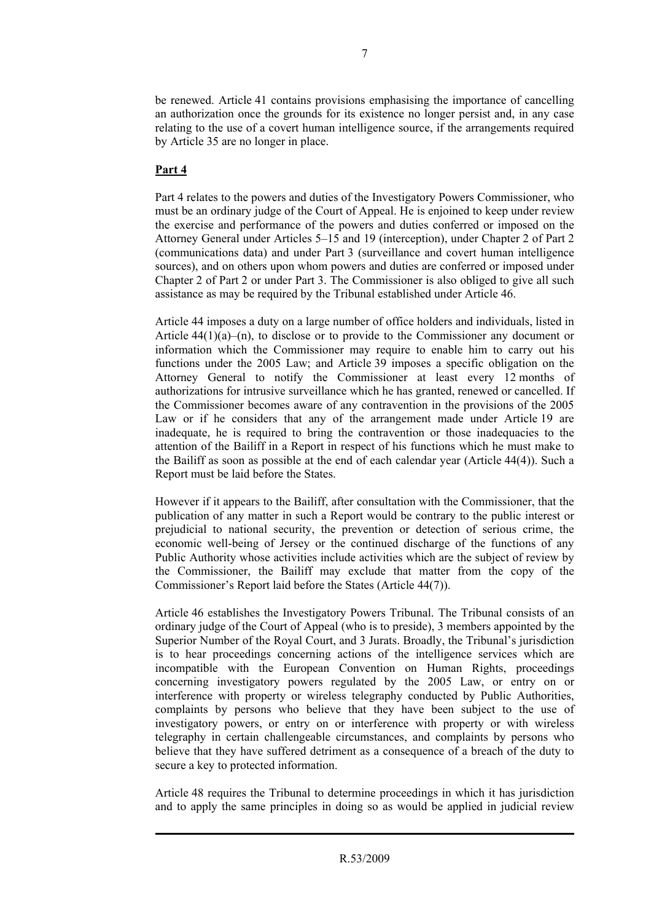be renewed. Article 41 contains provisions emphasising the importance of cancelling an authorization once the grounds for its existence no longer persist and, in any case relating to the use of a covert human intelligence source, if the arrangements required by Article 35 are no longer in place.

**Part 4**

Part 4 relates to the powers and duties of the Investigatory Powers Commissioner, who must be an ordinary judge of the Court of Appeal. He is enjoined to keep under review the exercise and performance of the powers and duties conferred or imposed on the Attorney General under Articles 5–15 and 19 (interception), under Chapter 2 of Part 2 (communications data) and under Part 3 (surveillance and covert human intelligence sources), and on others upon whom powers and duties are conferred or imposed under Chapter 2 of Part 2 or under Part 3. The Commissioner is also obliged to give all such assistance as may be required by the Tribunal established under Article 46.

Article 44 imposes a duty on a large number of office holders and individuals, listed in Article 44(1)(a)–(n), to disclose or to provide to the Commissioner any document or information which the Commissioner may require to enable him to carry out his functions under the 2005 Law; and Article 39 imposes a specific obligation on the Attorney General to notify the Commissioner at least every 12 months of authorizations for intrusive surveillance which he has granted, renewed or cancelled. If the Commissioner becomes aware of any contravention in the provisions of the 2005 Law or if he considers that any of the arrangement made under Article 19 are inadequate, he is required to bring the contravention or those inadequacies to the attention of the Bailiff in a Report in respect of his functions which he must make to the Bailiff as soon as possible at the end of each calendar year (Article 44(4)). Such a Report must be laid before the States.

However if it appears to the Bailiff, after consultation with the Commissioner, that the publication of any matter in such a Report would be contrary to the public interest or prejudicial to national security, the prevention or detection of serious crime, the economic well-being of Jersey or the continued discharge of the functions of any Public Authority whose activities include activities which are the subject of review by the Commissioner, the Bailiff may exclude that matter from the copy of the Commissioner's Report laid before the States (Article 44(7)).

Article 46 establishes the Investigatory Powers Tribunal. The Tribunal consists of an ordinary judge of the Court of Appeal (who is to preside), 3 members appointed by the Superior Number of the Royal Court, and 3 Jurats. Broadly, the Tribunal's jurisdiction is to hear proceedings concerning actions of the intelligence services which are incompatible with the European Convention on Human Rights, proceedings concerning investigatory powers regulated by the 2005 Law, or entry on or interference with property or wireless telegraphy conducted by Public Authorities, complaints by persons who believe that they have been subject to the use of investigatory powers, or entry on or interference with property or with wireless telegraphy in certain challengeable circumstances, and complaints by persons who believe that they have suffered detriment as a consequence of a breach of the duty to secure a key to protected information.

Article 48 requires the Tribunal to determine proceedings in which it has jurisdiction and to apply the same principles in doing so as would be applied in judicial review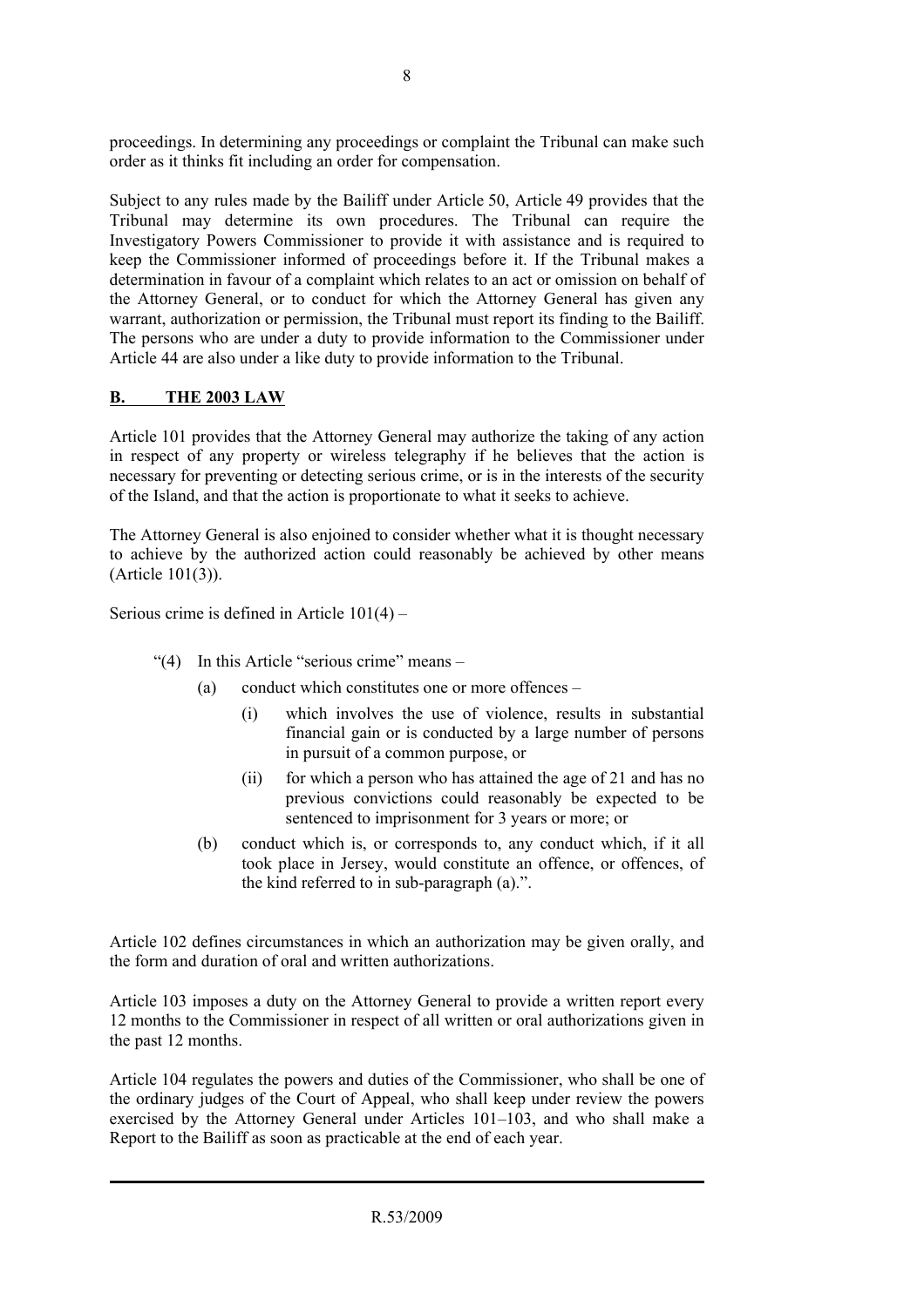proceedings. In determining any proceedings or complaint the Tribunal can make such order as it thinks fit including an order for compensation.

Subject to any rules made by the Bailiff under Article 50, Article 49 provides that the Tribunal may determine its own procedures. The Tribunal can require the Investigatory Powers Commissioner to provide it with assistance and is required to keep the Commissioner informed of proceedings before it. If the Tribunal makes a determination in favour of a complaint which relates to an act or omission on behalf of the Attorney General, or to conduct for which the Attorney General has given any warrant, authorization or permission, the Tribunal must report its finding to the Bailiff. The persons who are under a duty to provide information to the Commissioner under Article 44 are also under a like duty to provide information to the Tribunal.

## **B. THE 2003 LAW**

Article 101 provides that the Attorney General may authorize the taking of any action in respect of any property or wireless telegraphy if he believes that the action is necessary for preventing or detecting serious crime, or is in the interests of the security of the Island, and that the action is proportionate to what it seeks to achieve.

The Attorney General is also enjoined to consider whether what it is thought necessary to achieve by the authorized action could reasonably be achieved by other means (Article 101(3)).

Serious crime is defined in Article 101(4) –

> "(4) In this Article "serious crime" means –
>
> (a) conduct which constitutes one or more offences –
>
> (i) which involves the use of violence, results in substantial financial gain or is conducted by a large number of persons in pursuit of a common purpose, or
>
> (ii) for which a person who has attained the age of 21 and has no previous convictions could reasonably be expected to be sentenced to imprisonment for 3 years or more; or
>
> (b) conduct which is, or corresponds to, any conduct which, if it all took place in Jersey, would constitute an offence, or offences, of the kind referred to in sub-paragraph (a).".

Article 102 defines circumstances in which an authorization may be given orally, and the form and duration of oral and written authorizations.

Article 103 imposes a duty on the Attorney General to provide a written report every 12 months to the Commissioner in respect of all written or oral authorizations given in the past 12 months.

Article 104 regulates the powers and duties of the Commissioner, who shall be one of the ordinary judges of the Court of Appeal, who shall keep under review the powers exercised by the Attorney General under Articles 101–103, and who shall make a Report to the Bailiff as soon as practicable at the end of each year.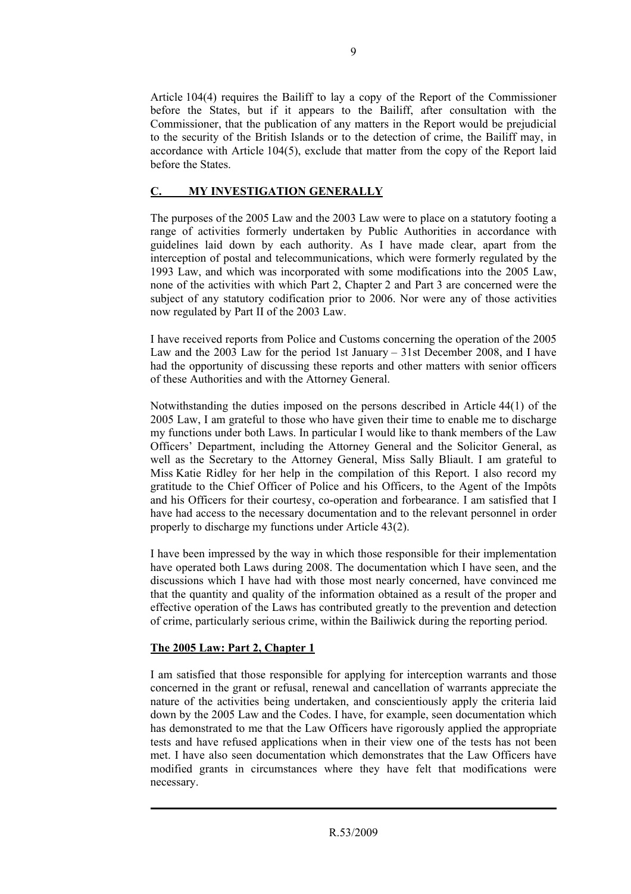Article 104(4) requires the Bailiff to lay a copy of the Report of the Commissioner before the States, but if it appears to the Bailiff, after consultation with the Commissioner, that the publication of any matters in the Report would be prejudicial to the security of the British Islands or to the detection of crime, the Bailiff may, in accordance with Article 104(5), exclude that matter from the copy of the Report laid before the States.

## C. MY INVESTIGATION GENERALLY

The purposes of the 2005 Law and the 2003 Law were to place on a statutory footing a range of activities formerly undertaken by Public Authorities in accordance with guidelines laid down by each authority. As I have made clear, apart from the interception of postal and telecommunications, which were formerly regulated by the 1993 Law, and which was incorporated with some modifications into the 2005 Law, none of the activities with which Part 2, Chapter 2 and Part 3 are concerned were the subject of any statutory codification prior to 2006. Nor were any of those activities now regulated by Part II of the 2003 Law.

I have received reports from Police and Customs concerning the operation of the 2005 Law and the 2003 Law for the period 1st January – 31st December 2008, and I have had the opportunity of discussing these reports and other matters with senior officers of these Authorities and with the Attorney General.

Notwithstanding the duties imposed on the persons described in Article 44(1) of the 2005 Law, I am grateful to those who have given their time to enable me to discharge my functions under both Laws. In particular I would like to thank members of the Law Officers' Department, including the Attorney General and the Solicitor General, as well as the Secretary to the Attorney General, Miss Sally Bliault. I am grateful to Miss Katie Ridley for her help in the compilation of this Report. I also record my gratitude to the Chief Officer of Police and his Officers, to the Agent of the Impôts and his Officers for their courtesy, co-operation and forbearance. I am satisfied that I have had access to the necessary documentation and to the relevant personnel in order properly to discharge my functions under Article 43(2).

I have been impressed by the way in which those responsible for their implementation have operated both Laws during 2008. The documentation which I have seen, and the discussions which I have had with those most nearly concerned, have convinced me that the quantity and quality of the information obtained as a result of the proper and effective operation of the Laws has contributed greatly to the prevention and detection of crime, particularly serious crime, within the Bailiwick during the reporting period.

### The 2005 Law: Part 2, Chapter 1

I am satisfied that those responsible for applying for interception warrants and those concerned in the grant or refusal, renewal and cancellation of warrants appreciate the nature of the activities being undertaken, and conscientiously apply the criteria laid down by the 2005 Law and the Codes. I have, for example, seen documentation which has demonstrated to me that the Law Officers have rigorously applied the appropriate tests and have refused applications when in their view one of the tests has not been met. I have also seen documentation which demonstrates that the Law Officers have modified grants in circumstances where they have felt that modifications were necessary.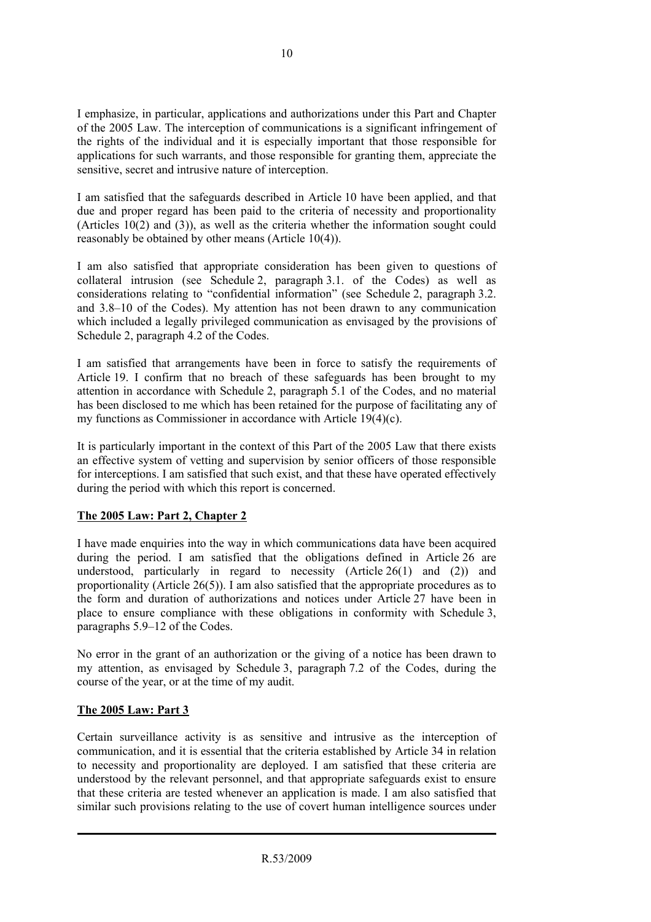I emphasize, in particular, applications and authorizations under this Part and Chapter of the 2005 Law. The interception of communications is a significant infringement of the rights of the individual and it is especially important that those responsible for applications for such warrants, and those responsible for granting them, appreciate the sensitive, secret and intrusive nature of interception.

I am satisfied that the safeguards described in Article 10 have been applied, and that due and proper regard has been paid to the criteria of necessity and proportionality (Articles 10(2) and (3)), as well as the criteria whether the information sought could reasonably be obtained by other means (Article 10(4)).

I am also satisfied that appropriate consideration has been given to questions of collateral intrusion (see Schedule 2, paragraph 3.1. of the Codes) as well as considerations relating to "confidential information" (see Schedule 2, paragraph 3.2. and 3.8–10 of the Codes). My attention has not been drawn to any communication which included a legally privileged communication as envisaged by the provisions of Schedule 2, paragraph 4.2 of the Codes.

I am satisfied that arrangements have been in force to satisfy the requirements of Article 19. I confirm that no breach of these safeguards has been brought to my attention in accordance with Schedule 2, paragraph 5.1 of the Codes, and no material has been disclosed to me which has been retained for the purpose of facilitating any of my functions as Commissioner in accordance with Article 19(4)(c).

It is particularly important in the context of this Part of the 2005 Law that there exists an effective system of vetting and supervision by senior officers of those responsible for interceptions. I am satisfied that such exist, and that these have operated effectively during the period with which this report is concerned.

**The 2005 Law: Part 2, Chapter 2**

I have made enquiries into the way in which communications data have been acquired during the period. I am satisfied that the obligations defined in Article 26 are understood, particularly in regard to necessity (Article 26(1) and (2)) and proportionality (Article 26(5)). I am also satisfied that the appropriate procedures as to the form and duration of authorizations and notices under Article 27 have been in place to ensure compliance with these obligations in conformity with Schedule 3, paragraphs 5.9–12 of the Codes.

No error in the grant of an authorization or the giving of a notice has been drawn to my attention, as envisaged by Schedule 3, paragraph 7.2 of the Codes, during the course of the year, or at the time of my audit.

**The 2005 Law: Part 3**

Certain surveillance activity is as sensitive and intrusive as the interception of communication, and it is essential that the criteria established by Article 34 in relation to necessity and proportionality are deployed. I am satisfied that these criteria are understood by the relevant personnel, and that appropriate safeguards exist to ensure that these criteria are tested whenever an application is made. I am also satisfied that similar such provisions relating to the use of covert human intelligence sources under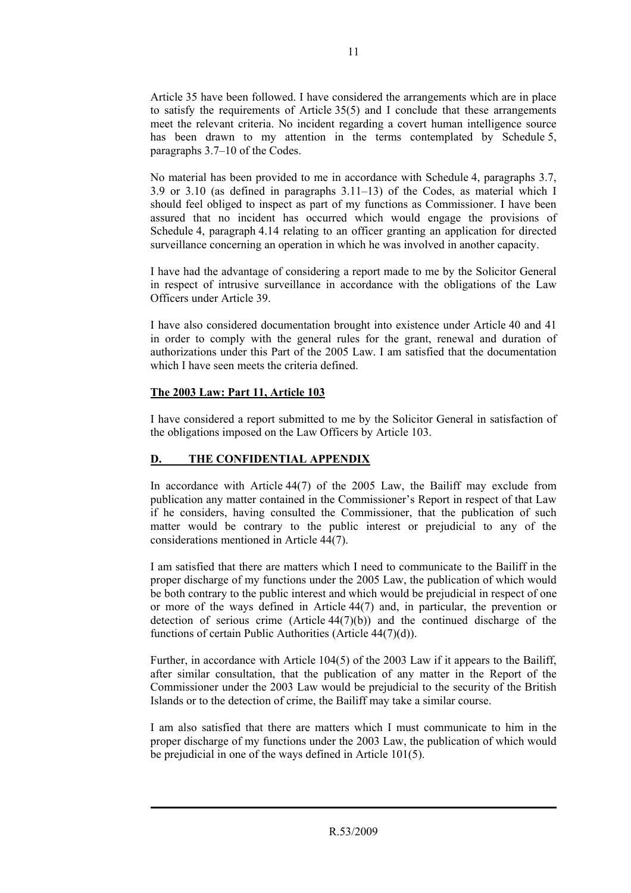Article 35 have been followed. I have considered the arrangements which are in place to satisfy the requirements of Article 35(5) and I conclude that these arrangements meet the relevant criteria. No incident regarding a covert human intelligence source has been drawn to my attention in the terms contemplated by Schedule 5, paragraphs 3.7–10 of the Codes.

No material has been provided to me in accordance with Schedule 4, paragraphs 3.7, 3.9 or 3.10 (as defined in paragraphs 3.11–13) of the Codes, as material which I should feel obliged to inspect as part of my functions as Commissioner. I have been assured that no incident has occurred which would engage the provisions of Schedule 4, paragraph 4.14 relating to an officer granting an application for directed surveillance concerning an operation in which he was involved in another capacity.

I have had the advantage of considering a report made to me by the Solicitor General in respect of intrusive surveillance in accordance with the obligations of the Law Officers under Article 39.

I have also considered documentation brought into existence under Article 40 and 41 in order to comply with the general rules for the grant, renewal and duration of authorizations under this Part of the 2005 Law. I am satisfied that the documentation which I have seen meets the criteria defined.

**The 2003 Law: Part 11, Article 103**

I have considered a report submitted to me by the Solicitor General in satisfaction of the obligations imposed on the Law Officers by Article 103.

## D. THE CONFIDENTIAL APPENDIX

In accordance with Article 44(7) of the 2005 Law, the Bailiff may exclude from publication any matter contained in the Commissioner's Report in respect of that Law if he considers, having consulted the Commissioner, that the publication of such matter would be contrary to the public interest or prejudicial to any of the considerations mentioned in Article 44(7).

I am satisfied that there are matters which I need to communicate to the Bailiff in the proper discharge of my functions under the 2005 Law, the publication of which would be both contrary to the public interest and which would be prejudicial in respect of one or more of the ways defined in Article 44(7) and, in particular, the prevention or detection of serious crime (Article 44(7)(b)) and the continued discharge of the functions of certain Public Authorities (Article 44(7)(d)).

Further, in accordance with Article 104(5) of the 2003 Law if it appears to the Bailiff, after similar consultation, that the publication of any matter in the Report of the Commissioner under the 2003 Law would be prejudicial to the security of the British Islands or to the detection of crime, the Bailiff may take a similar course.

I am also satisfied that there are matters which I must communicate to him in the proper discharge of my functions under the 2003 Law, the publication of which would be prejudicial in one of the ways defined in Article 101(5).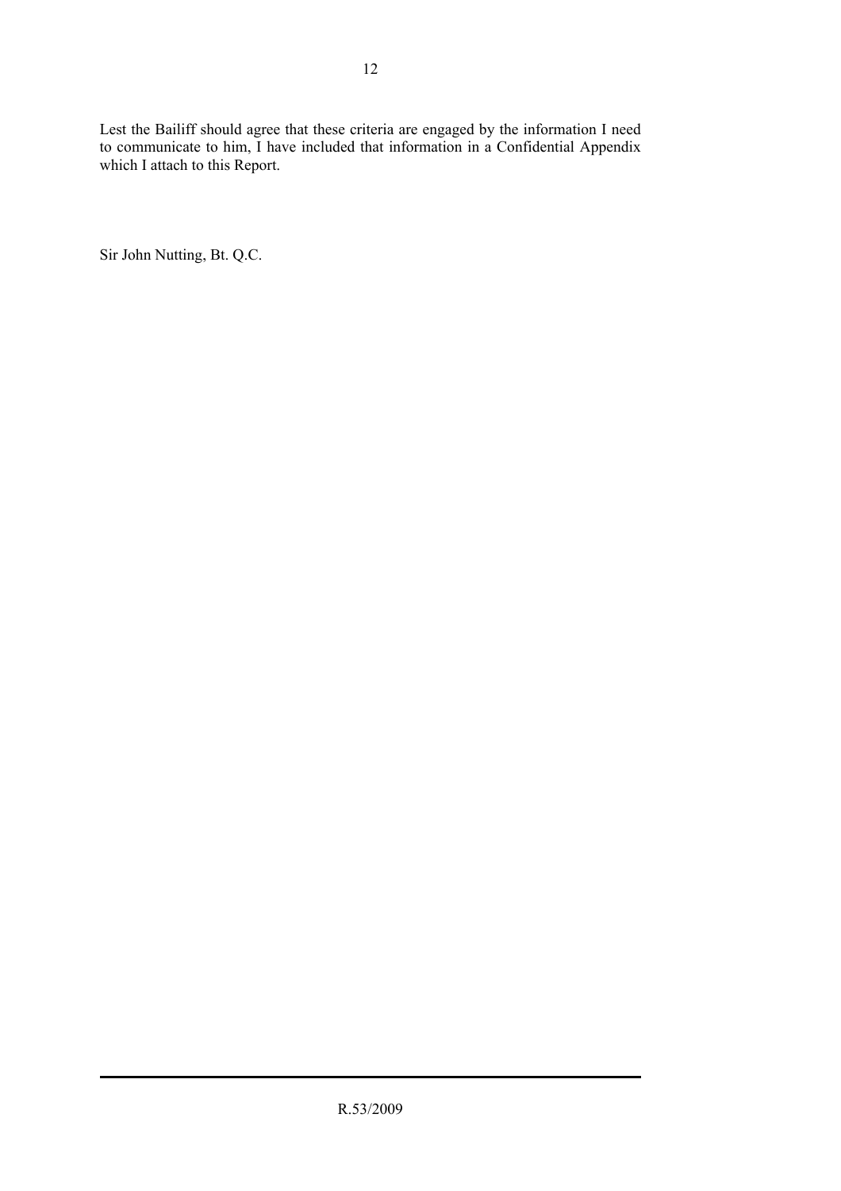Lest the Bailiff should agree that these criteria are engaged by the information I need to communicate to him, I have included that information in a Confidential Appendix which I attach to this Report.

Sir John Nutting, Bt. Q.C.